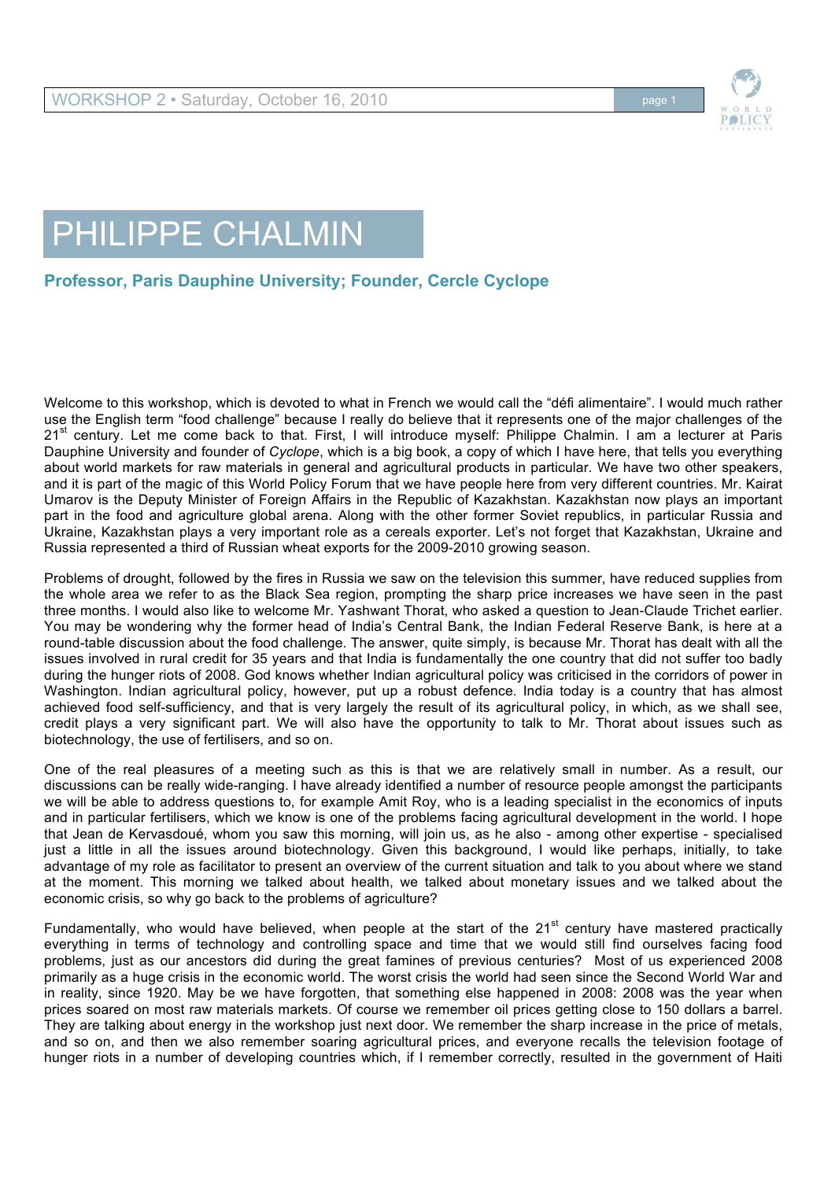# PHILIPPE CHALMIN

### Professor, Paris Dauphine University; Founder, Cercle Cyclope

Welcome to this workshop, which is devoted to what in French we would call the "défi alimentaire". I would much rather use the English term "food challenge" because I really do believe that it represents one of the major challenges of the 21st century. Let me come back to that. First, I will introduce myself: Philippe Chalmin. I am a lecturer at Paris Dauphine University and founder of *Cyclope*, which is a big book, a copy of which I have here, that tells you everything about world markets for raw materials in general and agricultural products in particular. We have two other speakers, and it is part of the magic of this World Policy Forum that we have people here from very different countries. Mr. Kairat Umarov is the Deputy Minister of Foreign Affairs in the Republic of Kazakhstan. Kazakhstan now plays an important part in the food and agriculture global arena. Along with the other former Soviet republics, in particular Russia and Ukraine, Kazakhstan plays a very important role as a cereals exporter. Let's not forget that Kazakhstan, Ukraine and Russia represented a third of Russian wheat exports for the 2009-2010 growing season.

Problems of drought, followed by the fires in Russia we saw on the television this summer, have reduced supplies from the whole area we refer to as the Black Sea region, prompting the sharp price increases we have seen in the past three months. I would also like to welcome Mr. Yashwant Thorat, who asked a question to Jean-Claude Trichet earlier. You may be wondering why the former head of India's Central Bank, the Indian Federal Reserve Bank, is here at a round-table discussion about the food challenge. The answer, quite simply, is because Mr. Thorat has dealt with all the issues involved in rural credit for 35 years and that India is fundamentally the one country that did not suffer too badly during the hunger riots of 2008. God knows whether Indian agricultural policy was criticised in the corridors of power in Washington. Indian agricultural policy, however, put up a robust defence. India today is a country that has almost achieved food self-sufficiency, and that is very largely the result of its agricultural policy, in which, as we shall see, credit plays a very significant part. We will also have the opportunity to talk to Mr. Thorat about issues such as biotechnology, the use of fertilisers, and so on.

One of the real pleasures of a meeting such as this is that we are relatively small in number. As a result, our discussions can be really wide-ranging. I have already identified a number of resource people amongst the participants we will be able to address questions to, for example Amit Roy, who is a leading specialist in the economics of inputs and in particular fertilisers, which we know is one of the problems facing agricultural development in the world. I hope that Jean de Kervasdoué, whom you saw this morning, will join us, as he also - among other expertise - specialised just a little in all the issues around biotechnology. Given this background, I would like perhaps, initially, to take advantage of my role as facilitator to present an overview of the current situation and talk to you about where we stand at the moment. This morning we talked about health, we talked about monetary issues and we talked about the economic crisis, so why go back to the problems of agriculture?

Fundamentally, who would have believed, when people at the start of the 21st century have mastered practically everything in terms of technology and controlling space and time that we would still find ourselves facing food problems, just as our ancestors did during the great famines of previous centuries? Most of us experienced 2008 primarily as a huge crisis in the economic world. The worst crisis the world had seen since the Second World War and in reality, since 1920. May be we have forgotten, that something else happened in 2008: 2008 was the year when prices soared on most raw materials markets. Of course we remember oil prices getting close to 150 dollars a barrel. They are talking about energy in the workshop just next door. We remember the sharp increase in the price of metals, and so on, and then we also remember soaring agricultural prices, and everyone recalls the television footage of hunger riots in a number of developing countries which, if I remember correctly, resulted in the government of Haiti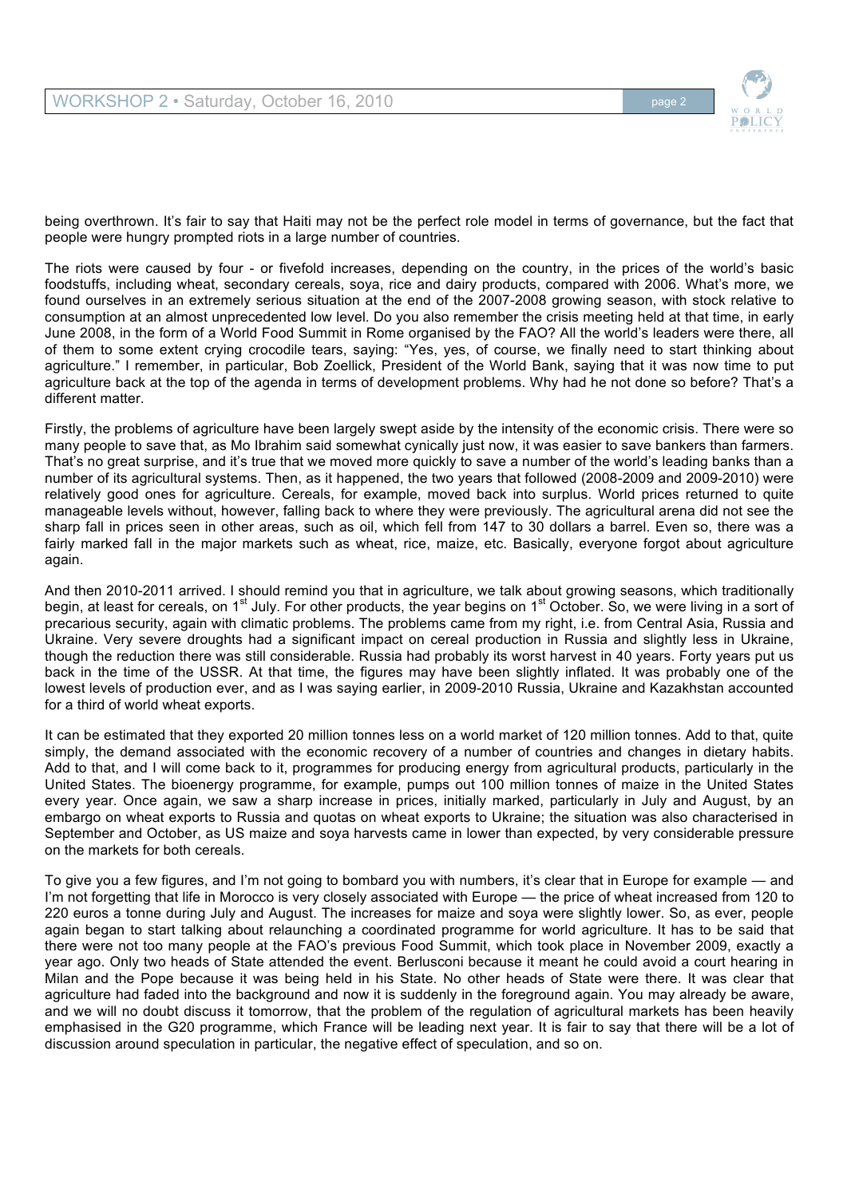being overthrown. It's fair to say that Haiti may not be the perfect role model in terms of governance, but the fact that people were hungry prompted riots in a large number of countries.

The riots were caused by four - or fivefold increases, depending on the country, in the prices of the world's basic foodstuffs, including wheat, secondary cereals, soya, rice and dairy products, compared with 2006. What's more, we found ourselves in an extremely serious situation at the end of the 2007-2008 growing season, with stock relative to consumption at an almost unprecedented low level. Do you also remember the crisis meeting held at that time, in early June 2008, in the form of a World Food Summit in Rome organised by the FAO? All the world's leaders were there, all of them to some extent crying crocodile tears, saying: "Yes, yes, of course, we finally need to start thinking about agriculture." I remember, in particular, Bob Zoellick, President of the World Bank, saying that it was now time to put agriculture back at the top of the agenda in terms of development problems. Why had he not done so before? That's a different matter.

Firstly, the problems of agriculture have been largely swept aside by the intensity of the economic crisis. There were so many people to save that, as Mo Ibrahim said somewhat cynically just now, it was easier to save bankers than farmers. That's no great surprise, and it's true that we moved more quickly to save a number of the world's leading banks than a number of its agricultural systems. Then, as it happened, the two years that followed (2008-2009 and 2009-2010) were relatively good ones for agriculture. Cereals, for example, moved back into surplus. World prices returned to quite manageable levels without, however, falling back to where they were previously. The agricultural arena did not see the sharp fall in prices seen in other areas, such as oil, which fell from 147 to 30 dollars a barrel. Even so, there was a fairly marked fall in the major markets such as wheat, rice, maize, etc. Basically, everyone forgot about agriculture again.

And then 2010-2011 arrived. I should remind you that in agriculture, we talk about growing seasons, which traditionally begin, at least for cereals, on 1st July. For other products, the year begins on 1st October. So, we were living in a sort of precarious security, again with climatic problems. The problems came from my right, i.e. from Central Asia, Russia and Ukraine. Very severe droughts had a significant impact on cereal production in Russia and slightly less in Ukraine, though the reduction there was still considerable. Russia had probably its worst harvest in 40 years. Forty years put us back in the time of the USSR. At that time, the figures may have been slightly inflated. It was probably one of the lowest levels of production ever, and as I was saying earlier, in 2009-2010 Russia, Ukraine and Kazakhstan accounted for a third of world wheat exports.

It can be estimated that they exported 20 million tonnes less on a world market of 120 million tonnes. Add to that, quite simply, the demand associated with the economic recovery of a number of countries and changes in dietary habits. Add to that, and I will come back to it, programmes for producing energy from agricultural products, particularly in the United States. The bioenergy programme, for example, pumps out 100 million tonnes of maize in the United States every year. Once again, we saw a sharp increase in prices, initially marked, particularly in July and August, by an embargo on wheat exports to Russia and quotas on wheat exports to Ukraine; the situation was also characterised in September and October, as US maize and soya harvests came in lower than expected, by very considerable pressure on the markets for both cereals.

To give you a few figures, and I'm not going to bombard you with numbers, it's clear that in Europe for example — and I'm not forgetting that life in Morocco is very closely associated with Europe — the price of wheat increased from 120 to 220 euros a tonne during July and August. The increases for maize and soya were slightly lower. So, as ever, people again began to start talking about relaunching a coordinated programme for world agriculture. It has to be said that there were not too many people at the FAO's previous Food Summit, which took place in November 2009, exactly a year ago. Only two heads of State attended the event. Berlusconi because it meant he could avoid a court hearing in Milan and the Pope because it was being held in his State. No other heads of State were there. It was clear that agriculture had faded into the background and now it is suddenly in the foreground again. You may already be aware, and we will no doubt discuss it tomorrow, that the problem of the regulation of agricultural markets has been heavily emphasised in the G20 programme, which France will be leading next year. It is fair to say that there will be a lot of discussion around speculation in particular, the negative effect of speculation, and so on.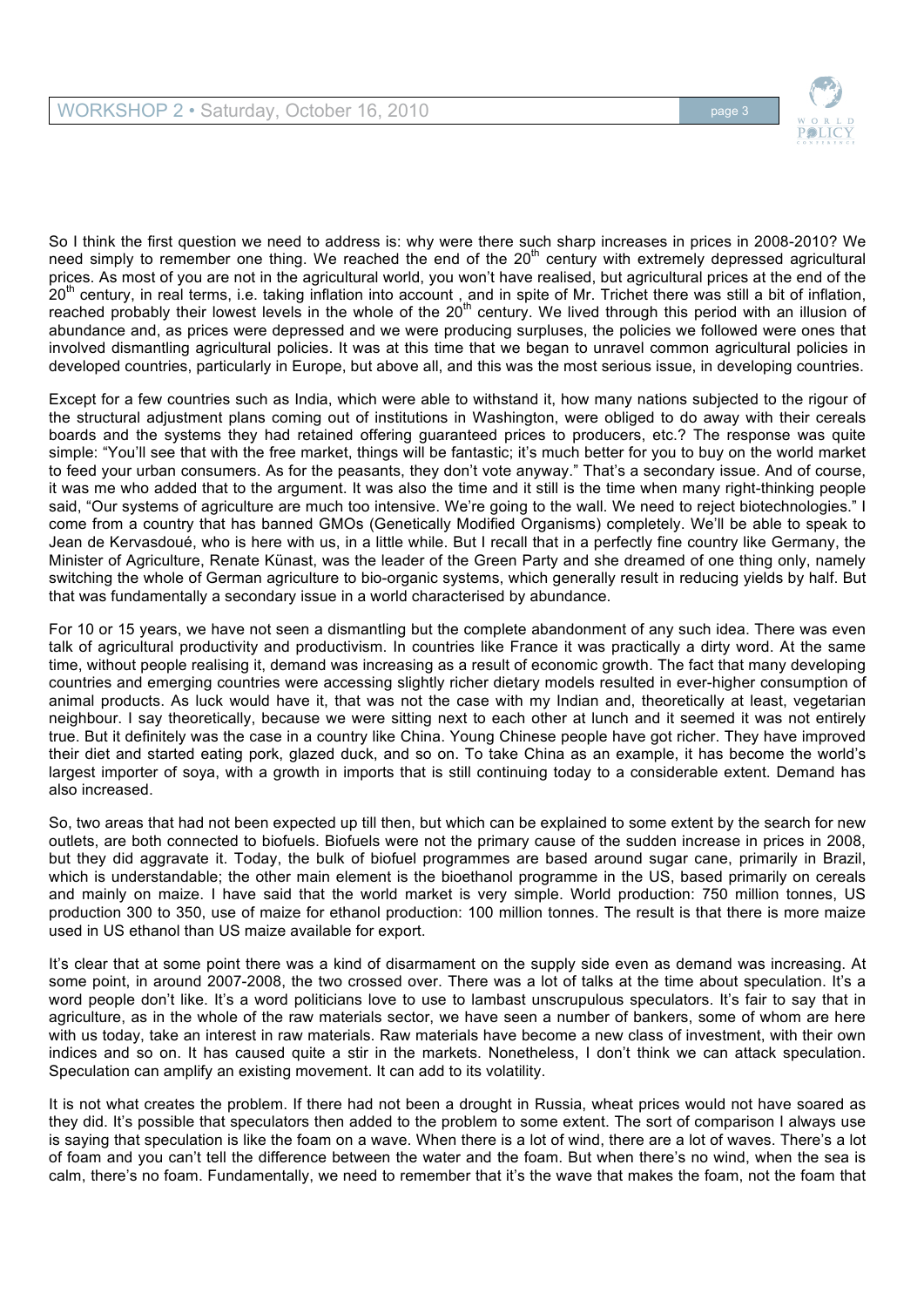So I think the first question we need to address is: why were there such sharp increases in prices in 2008-2010? We need simply to remember one thing. We reached the end of the 20th century with extremely depressed agricultural prices. As most of you are not in the agricultural world, you won't have realised, but agricultural prices at the end of the 20th century, in real terms, i.e. taking inflation into account , and in spite of Mr. Trichet there was still a bit of inflation, reached probably their lowest levels in the whole of the 20th century. We lived through this period with an illusion of abundance and, as prices were depressed and we were producing surpluses, the policies we followed were ones that involved dismantling agricultural policies. It was at this time that we began to unravel common agricultural policies in developed countries, particularly in Europe, but above all, and this was the most serious issue, in developing countries.

Except for a few countries such as India, which were able to withstand it, how many nations subjected to the rigour of the structural adjustment plans coming out of institutions in Washington, were obliged to do away with their cereals boards and the systems they had retained offering guaranteed prices to producers, etc.? The response was quite simple: "You'll see that with the free market, things will be fantastic; it's much better for you to buy on the world market to feed your urban consumers. As for the peasants, they don't vote anyway." That's a secondary issue. And of course, it was me who added that to the argument. It was also the time and it still is the time when many right-thinking people said, "Our systems of agriculture are much too intensive. We're going to the wall. We need to reject biotechnologies." I come from a country that has banned GMOs (Genetically Modified Organisms) completely. We'll be able to speak to Jean de Kervasdoué, who is here with us, in a little while. But I recall that in a perfectly fine country like Germany, the Minister of Agriculture, Renate Künast, was the leader of the Green Party and she dreamed of one thing only, namely switching the whole of German agriculture to bio-organic systems, which generally result in reducing yields by half. But that was fundamentally a secondary issue in a world characterised by abundance.

For 10 or 15 years, we have not seen a dismantling but the complete abandonment of any such idea. There was even talk of agricultural productivity and productivism. In countries like France it was practically a dirty word. At the same time, without people realising it, demand was increasing as a result of economic growth. The fact that many developing countries and emerging countries were accessing slightly richer dietary models resulted in ever-higher consumption of animal products. As luck would have it, that was not the case with my Indian and, theoretically at least, vegetarian neighbour. I say theoretically, because we were sitting next to each other at lunch and it seemed it was not entirely true. But it definitely was the case in a country like China. Young Chinese people have got richer. They have improved their diet and started eating pork, glazed duck, and so on. To take China as an example, it has become the world's largest importer of soya, with a growth in imports that is still continuing today to a considerable extent. Demand has also increased.

So, two areas that had not been expected up till then, but which can be explained to some extent by the search for new outlets, are both connected to biofuels. Biofuels were not the primary cause of the sudden increase in prices in 2008, but they did aggravate it. Today, the bulk of biofuel programmes are based around sugar cane, primarily in Brazil, which is understandable; the other main element is the bioethanol programme in the US, based primarily on cereals and mainly on maize. I have said that the world market is very simple. World production: 750 million tonnes, US production 300 to 350, use of maize for ethanol production: 100 million tonnes. The result is that there is more maize used in US ethanol than US maize available for export.

It's clear that at some point there was a kind of disarmament on the supply side even as demand was increasing. At some point, in around 2007-2008, the two crossed over. There was a lot of talks at the time about speculation. It's a word people don't like. It's a word politicians love to use to lambast unscrupulous speculators. It's fair to say that in agriculture, as in the whole of the raw materials sector, we have seen a number of bankers, some of whom are here with us today, take an interest in raw materials. Raw materials have become a new class of investment, with their own indices and so on. It has caused quite a stir in the markets. Nonetheless, I don't think we can attack speculation. Speculation can amplify an existing movement. It can add to its volatility.

It is not what creates the problem. If there had not been a drought in Russia, wheat prices would not have soared as they did. It's possible that speculators then added to the problem to some extent. The sort of comparison I always use is saying that speculation is like the foam on a wave. When there is a lot of wind, there are a lot of waves. There's a lot of foam and you can't tell the difference between the water and the foam. But when there's no wind, when the sea is calm, there's no foam. Fundamentally, we need to remember that it's the wave that makes the foam, not the foam that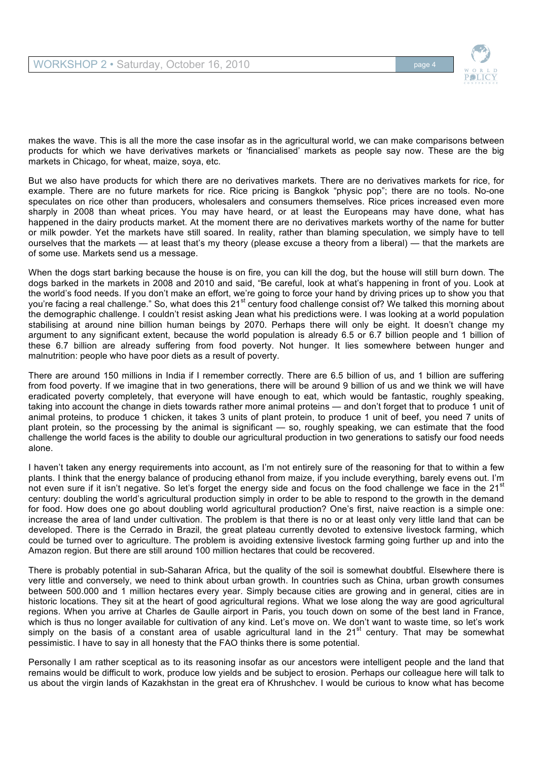makes the wave. This is all the more the case insofar as in the agricultural world, we can make comparisons between products for which we have derivatives markets or 'financialised' markets as people say now. These are the big markets in Chicago, for wheat, maize, soya, etc.

But we also have products for which there are no derivatives markets. There are no derivatives markets for rice, for example. There are no future markets for rice. Rice pricing is Bangkok "physic pop"; there are no tools. No-one speculates on rice other than producers, wholesalers and consumers themselves. Rice prices increased even more sharply in 2008 than wheat prices. You may have heard, or at least the Europeans may have done, what has happened in the dairy products market. At the moment there are no derivatives markets worthy of the name for butter or milk powder. Yet the markets have still soared. In reality, rather than blaming speculation, we simply have to tell ourselves that the markets — at least that's my theory (please excuse a theory from a liberal) — that the markets are of some use. Markets send us a message.

When the dogs start barking because the house is on fire, you can kill the dog, but the house will still burn down. The dogs barked in the markets in 2008 and 2010 and said, "Be careful, look at what's happening in front of you. Look at the world's food needs. If you don't make an effort, we're going to force your hand by driving prices up to show you that you're facing a real challenge." So, what does this 21st century food challenge consist of? We talked this morning about the demographic challenge. I couldn't resist asking Jean what his predictions were. I was looking at a world population stabilising at around nine billion human beings by 2070. Perhaps there will only be eight. It doesn't change my argument to any significant extent, because the world population is already 6.5 or 6.7 billion people and 1 billion of these 6.7 billion are already suffering from food poverty. Not hunger. It lies somewhere between hunger and malnutrition: people who have poor diets as a result of poverty.

There are around 150 millions in India if I remember correctly. There are 6.5 billion of us, and 1 billion are suffering from food poverty. If we imagine that in two generations, there will be around 9 billion of us and we think we will have eradicated poverty completely, that everyone will have enough to eat, which would be fantastic, roughly speaking, taking into account the change in diets towards rather more animal proteins — and don't forget that to produce 1 unit of animal proteins, to produce 1 chicken, it takes 3 units of plant protein, to produce 1 unit of beef, you need 7 units of plant protein, so the processing by the animal is significant — so, roughly speaking, we can estimate that the food challenge the world faces is the ability to double our agricultural production in two generations to satisfy our food needs alone.

I haven't taken any energy requirements into account, as I'm not entirely sure of the reasoning for that to within a few plants. I think that the energy balance of producing ethanol from maize, if you include everything, barely evens out. I'm not even sure if it isn't negative. So let's forget the energy side and focus on the food challenge we face in the 21st century: doubling the world's agricultural production simply in order to be able to respond to the growth in the demand for food. How does one go about doubling world agricultural production? One's first, naive reaction is a simple one: increase the area of land under cultivation. The problem is that there is no or at least only very little land that can be developed. There is the Cerrado in Brazil, the great plateau currently devoted to extensive livestock farming, which could be turned over to agriculture. The problem is avoiding extensive livestock farming going further up and into the Amazon region. But there are still around 100 million hectares that could be recovered.

There is probably potential in sub-Saharan Africa, but the quality of the soil is somewhat doubtful. Elsewhere there is very little and conversely, we need to think about urban growth. In countries such as China, urban growth consumes between 500.000 and 1 million hectares every year. Simply because cities are growing and in general, cities are in historic locations. They sit at the heart of good agricultural regions. What we lose along the way are good agricultural regions. When you arrive at Charles de Gaulle airport in Paris, you touch down on some of the best land in France, which is thus no longer available for cultivation of any kind. Let's move on. We don't want to waste time, so let's work simply on the basis of a constant area of usable agricultural land in the 21st century. That may be somewhat pessimistic. I have to say in all honesty that the FAO thinks there is some potential.

Personally I am rather sceptical as to its reasoning insofar as our ancestors were intelligent people and the land that remains would be difficult to work, produce low yields and be subject to erosion. Perhaps our colleague here will talk to us about the virgin lands of Kazakhstan in the great era of Khrushchev. I would be curious to know what has become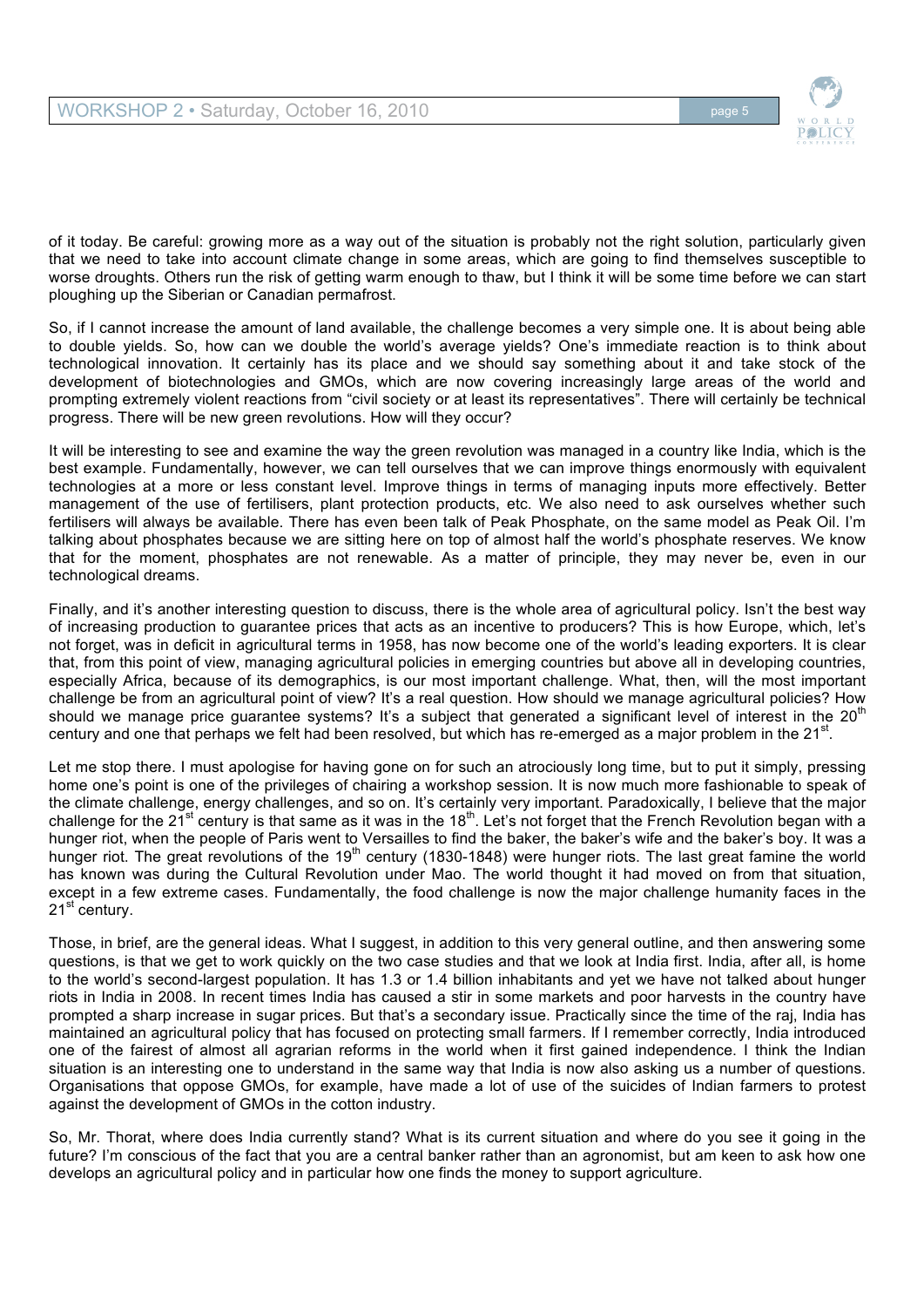of it today. Be careful: growing more as a way out of the situation is probably not the right solution, particularly given that we need to take into account climate change in some areas, which are going to find themselves susceptible to worse droughts. Others run the risk of getting warm enough to thaw, but I think it will be some time before we can start ploughing up the Siberian or Canadian permafrost.

So, if I cannot increase the amount of land available, the challenge becomes a very simple one. It is about being able to double yields. So, how can we double the world's average yields? One's immediate reaction is to think about technological innovation. It certainly has its place and we should say something about it and take stock of the development of biotechnologies and GMOs, which are now covering increasingly large areas of the world and prompting extremely violent reactions from "civil society or at least its representatives". There will certainly be technical progress. There will be new green revolutions. How will they occur?

It will be interesting to see and examine the way the green revolution was managed in a country like India, which is the best example. Fundamentally, however, we can tell ourselves that we can improve things enormously with equivalent technologies at a more or less constant level. Improve things in terms of managing inputs more effectively. Better management of the use of fertilisers, plant protection products, etc. We also need to ask ourselves whether such fertilisers will always be available. There has even been talk of Peak Phosphate, on the same model as Peak Oil. I'm talking about phosphates because we are sitting here on top of almost half the world's phosphate reserves. We know that for the moment, phosphates are not renewable. As a matter of principle, they may never be, even in our technological dreams.

Finally, and it's another interesting question to discuss, there is the whole area of agricultural policy. Isn't the best way of increasing production to guarantee prices that acts as an incentive to producers? This is how Europe, which, let's not forget, was in deficit in agricultural terms in 1958, has now become one of the world's leading exporters. It is clear that, from this point of view, managing agricultural policies in emerging countries but above all in developing countries, especially Africa, because of its demographics, is our most important challenge. What, then, will the most important challenge be from an agricultural point of view? It's a real question. How should we manage agricultural policies? How should we manage price guarantee systems? It's a subject that generated a significant level of interest in the 20th century and one that perhaps we felt had been resolved, but which has re-emerged as a major problem in the 21st.

Let me stop there. I must apologise for having gone on for such an atrociously long time, but to put it simply, pressing home one's point is one of the privileges of chairing a workshop session. It is now much more fashionable to speak of the climate challenge, energy challenges, and so on. It's certainly very important. Paradoxically, I believe that the major challenge for the 21st century is that same as it was in the 18th. Let's not forget that the French Revolution began with a hunger riot, when the people of Paris went to Versailles to find the baker, the baker's wife and the baker's boy. It was a hunger riot. The great revolutions of the 19th century (1830-1848) were hunger riots. The last great famine the world has known was during the Cultural Revolution under Mao. The world thought it had moved on from that situation, except in a few extreme cases. Fundamentally, the food challenge is now the major challenge humanity faces in the 21st century.

Those, in brief, are the general ideas. What I suggest, in addition to this very general outline, and then answering some questions, is that we get to work quickly on the two case studies and that we look at India first. India, after all, is home to the world's second-largest population. It has 1.3 or 1.4 billion inhabitants and yet we have not talked about hunger riots in India in 2008. In recent times India has caused a stir in some markets and poor harvests in the country have prompted a sharp increase in sugar prices. But that's a secondary issue. Practically since the time of the raj, India has maintained an agricultural policy that has focused on protecting small farmers. If I remember correctly, India introduced one of the fairest of almost all agrarian reforms in the world when it first gained independence. I think the Indian situation is an interesting one to understand in the same way that India is now also asking us a number of questions. Organisations that oppose GMOs, for example, have made a lot of use of the suicides of Indian farmers to protest against the development of GMOs in the cotton industry.

So, Mr. Thorat, where does India currently stand? What is its current situation and where do you see it going in the future? I'm conscious of the fact that you are a central banker rather than an agronomist, but am keen to ask how one develops an agricultural policy and in particular how one finds the money to support agriculture.